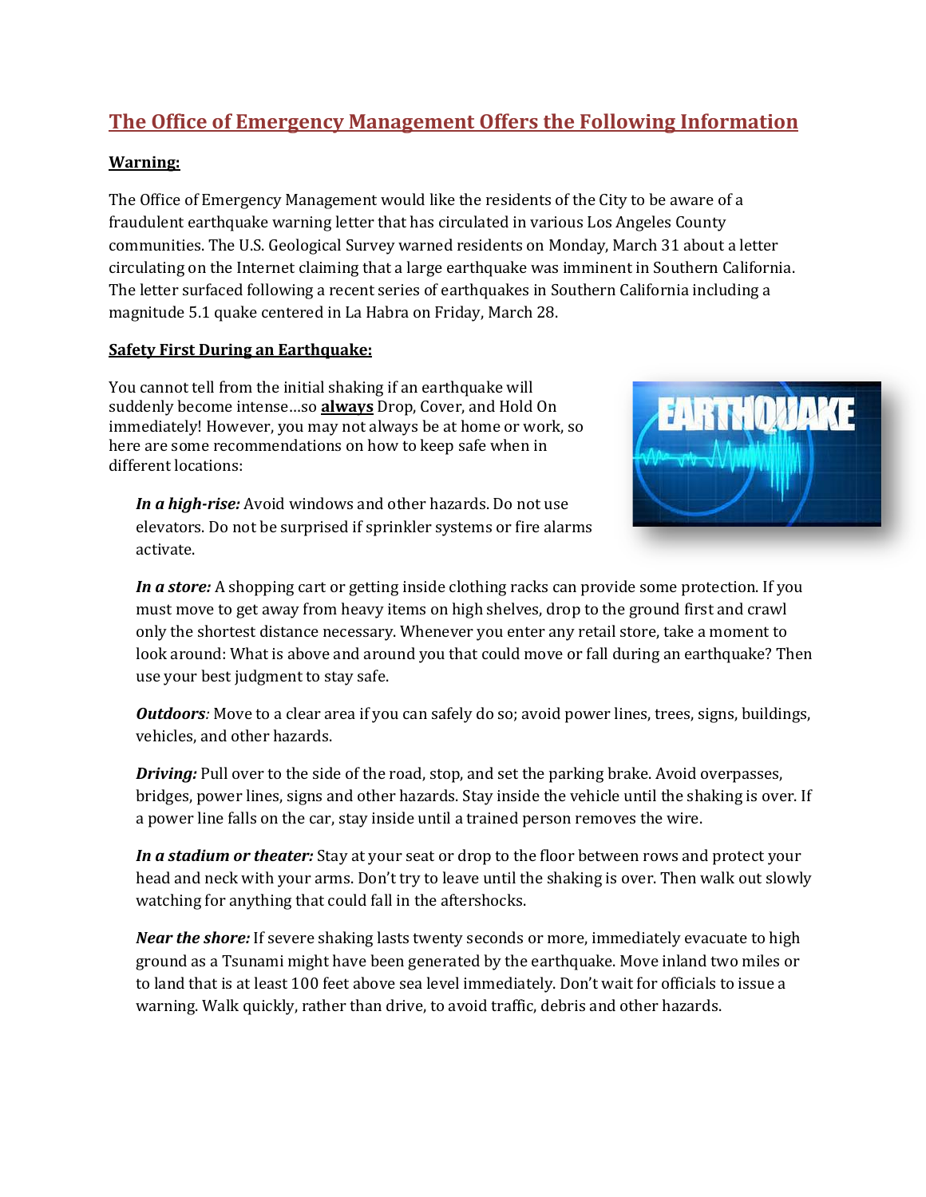## The Office of Emergency Management Offers the Following Information

**Warning:**

The Office of Emergency Management would like the residents of the City to be aware of a fraudulent earthquake warning letter that has circulated in various Los Angeles County communities. The U.S. Geological Survey warned residents on Monday, March 31 about a letter circulating on the Internet claiming that a large earthquake was imminent in Southern California. The letter surfaced following a recent series of earthquakes in Southern California including a magnitude 5.1 quake centered in La Habra on Friday, March 28.

**Safety First During an Earthquake:**

You cannot tell from the initial shaking if an earthquake will suddenly become intense…so **always** Drop, Cover, and Hold On immediately! However, you may not always be at home or work, so here are some recommendations on how to keep safe when in different locations:

> ***In a high-rise:*** Avoid windows and other hazards. Do not use elevators. Do not be surprised if sprinkler systems or fire alarms activate.
>
> ***In a store:*** A shopping cart or getting inside clothing racks can provide some protection. If you must move to get away from heavy items on high shelves, drop to the ground first and crawl only the shortest distance necessary. Whenever you enter any retail store, take a moment to look around: What is above and around you that could move or fall during an earthquake? Then use your best judgment to stay safe.
>
> ***Outdoors****:* Move to a clear area if you can safely do so; avoid power lines, trees, signs, buildings, vehicles, and other hazards.
>
> ***Driving:*** Pull over to the side of the road, stop, and set the parking brake. Avoid overpasses, bridges, power lines, signs and other hazards. Stay inside the vehicle until the shaking is over. If a power line falls on the car, stay inside until a trained person removes the wire.
>
> ***In a stadium or theater:*** Stay at your seat or drop to the floor between rows and protect your head and neck with your arms. Don't try to leave until the shaking is over. Then walk out slowly watching for anything that could fall in the aftershocks.
>
> ***Near the shore:*** If severe shaking lasts twenty seconds or more, immediately evacuate to high ground as a Tsunami might have been generated by the earthquake. Move inland two miles or to land that is at least 100 feet above sea level immediately. Don't wait for officials to issue a warning. Walk quickly, rather than drive, to avoid traffic, debris and other hazards.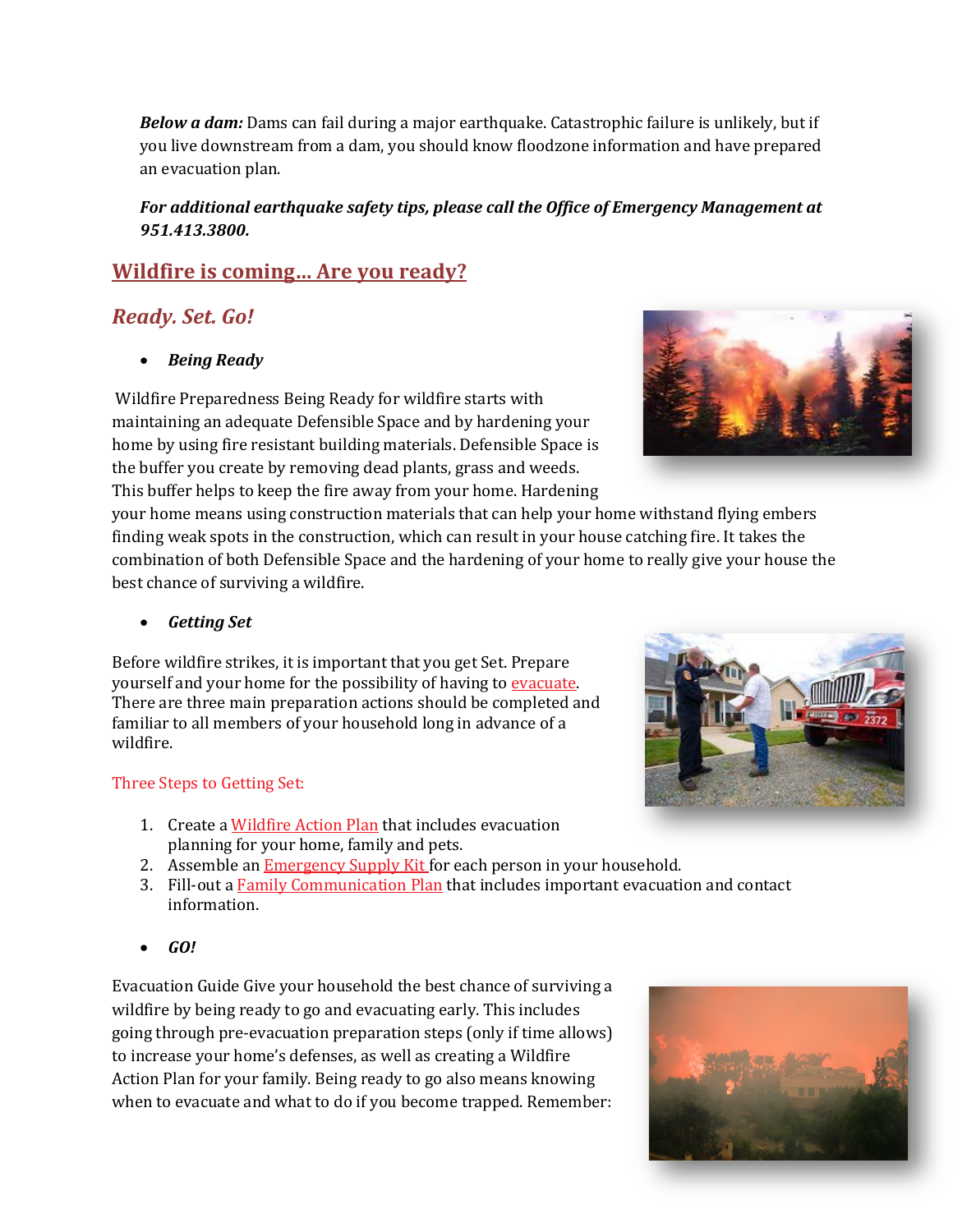***Below a dam:*** Dams can fail during a major earthquake. Catastrophic failure is unlikely, but if you live downstream from a dam, you should know floodzone information and have prepared an evacuation plan.

***For additional earthquake safety tips, please call the Office of Emergency Management at 951.413.3800.***

## Wildfire is coming... Are you ready?

### *Ready. Set. Go!*

- ***Being Ready***

Wildfire Preparedness Being Ready for wildfire starts with maintaining an adequate Defensible Space and by hardening your home by using fire resistant building materials. Defensible Space is the buffer you create by removing dead plants, grass and weeds. This buffer helps to keep the fire away from your home. Hardening your home means using construction materials that can help your home withstand flying embers finding weak spots in the construction, which can result in your house catching fire. It takes the combination of both Defensible Space and the hardening of your home to really give your house the best chance of surviving a wildfire.

- ***Getting Set***

Before wildfire strikes, it is important that you get Set. Prepare yourself and your home for the possibility of having to evacuate. There are three main preparation actions should be completed and familiar to all members of your household long in advance of a wildfire.

Three Steps to Getting Set:

1. Create a Wildfire Action Plan that includes evacuation planning for your home, family and pets.
2. Assemble an Emergency Supply Kit for each person in your household.
3. Fill-out a Family Communication Plan that includes important evacuation and contact information.

- ***GO!***

Evacuation Guide Give your household the best chance of surviving a wildfire by being ready to go and evacuating early. This includes going through pre-evacuation preparation steps (only if time allows) to increase your home's defenses, as well as creating a Wildfire Action Plan for your family. Being ready to go also means knowing when to evacuate and what to do if you become trapped. Remember: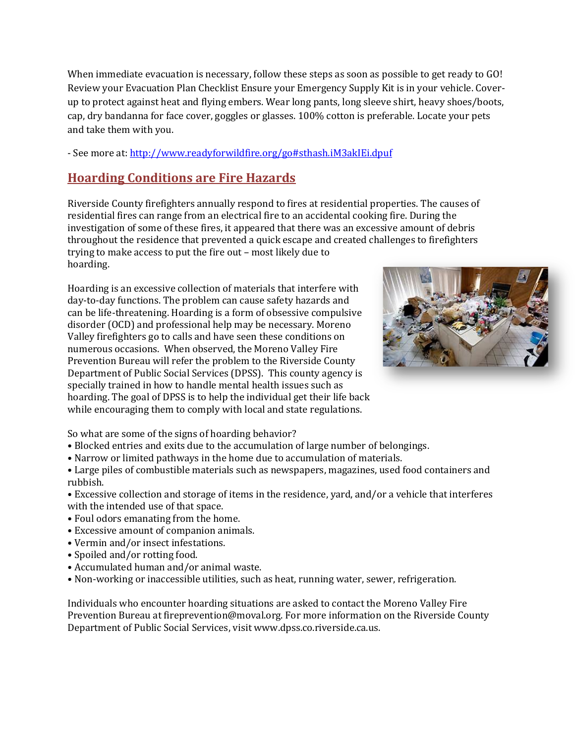When immediate evacuation is necessary, follow these steps as soon as possible to get ready to GO! Review your Evacuation Plan Checklist Ensure your Emergency Supply Kit is in your vehicle. Cover-up to protect against heat and flying embers. Wear long pants, long sleeve shirt, heavy shoes/boots, cap, dry bandanna for face cover, goggles or glasses. 100% cotton is preferable. Locate your pets and take them with you.

- See more at: [http://www.readyforwildfire.org/go#sthash.iM3akIEi.dpuf](http://www.readyforwildfire.org/go#sthash.iM3akIEi.dpuf)

## Hoarding Conditions are Fire Hazards

Riverside County firefighters annually respond to fires at residential properties. The causes of residential fires can range from an electrical fire to an accidental cooking fire. During the investigation of some of these fires, it appeared that there was an excessive amount of debris throughout the residence that prevented a quick escape and created challenges to firefighters trying to make access to put the fire out – most likely due to hoarding.

Hoarding is an excessive collection of materials that interfere with day-to-day functions. The problem can cause safety hazards and can be life-threatening. Hoarding is a form of obsessive compulsive disorder (OCD) and professional help may be necessary. Moreno Valley firefighters go to calls and have seen these conditions on numerous occasions. When observed, the Moreno Valley Fire Prevention Bureau will refer the problem to the Riverside County Department of Public Social Services (DPSS). This county agency is specially trained in how to handle mental health issues such as hoarding. The goal of DPSS is to help the individual get their life back while encouraging them to comply with local and state regulations.

So what are some of the signs of hoarding behavior?

- Blocked entries and exits due to the accumulation of large number of belongings.
- Narrow or limited pathways in the home due to accumulation of materials.
- Large piles of combustible materials such as newspapers, magazines, used food containers and rubbish.
- Excessive collection and storage of items in the residence, yard, and/or a vehicle that interferes with the intended use of that space.
- Foul odors emanating from the home.
- Excessive amount of companion animals.
- Vermin and/or insect infestations.
- Spoiled and/or rotting food.
- Accumulated human and/or animal waste.
- Non-working or inaccessible utilities, such as heat, running water, sewer, refrigeration.

Individuals who encounter hoarding situations are asked to contact the Moreno Valley Fire Prevention Bureau at fireprevention@moval.org. For more information on the Riverside County Department of Public Social Services, visit www.dpss.co.riverside.ca.us.